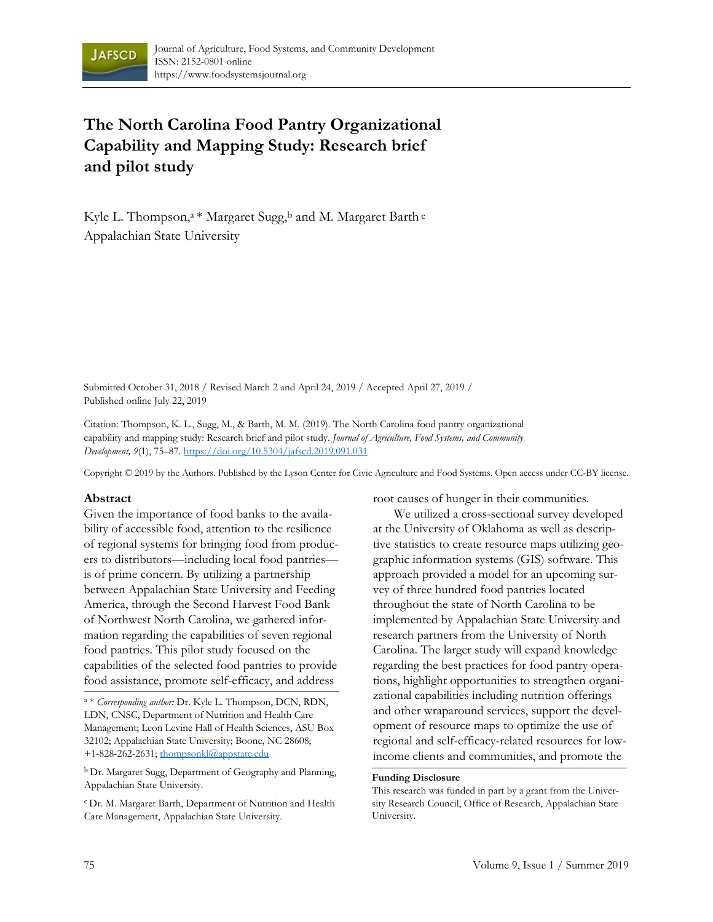# The North Carolina Food Pantry Organizational Capability and Mapping Study: Research brief and pilot study

Kyle L. Thompson,[a] * Margaret Sugg,[b] and M. Margaret Barth [c]
Appalachian State University

Submitted October 31, 2018 / Revised March 2 and April 24, 2019 / Accepted April 27, 2019 / Published online July 22, 2019

Citation: Thompson, K. L., Sugg, M., & Barth, M. M. (2019). The North Carolina food pantry organizational capability and mapping study: Research brief and pilot study. *Journal of Agriculture, Food Systems, and Community Development, 9*(1), 75–87. https://doi.org/10.5304/jafscd.2019.091.031

Copyright © 2019 by the Authors. Published by the Lyson Center for Civic Agriculture and Food Systems. Open access under CC-BY license.

## Abstract

Given the importance of food banks to the availability of accessible food, attention to the resilience of regional systems for bringing food from producers to distributors—including local food pantries—is of prime concern. By utilizing a partnership between Appalachian State University and Feeding America, through the Second Harvest Food Bank of Northwest North Carolina, we gathered information regarding the capabilities of seven regional food pantries. This pilot study focused on the capabilities of the selected food pantries to provide food assistance, promote self-efficacy, and address root causes of hunger in their communities.

We utilized a cross-sectional survey developed at the University of Oklahoma as well as descriptive statistics to create resource maps utilizing geographic information systems (GIS) software. This approach provided a model for an upcoming survey of three hundred food pantries located throughout the state of North Carolina to be implemented by Appalachian State University and research partners from the University of North Carolina. The larger study will expand knowledge regarding the best practices for food pantry operations, highlight opportunities to strengthen organizational capabilities including nutrition offerings and other wraparound services, support the development of resource maps to optimize the use of regional and self-efficacy-related resources for low-income clients and communities, and promote the

---

[a] * *Corresponding author:* Dr. Kyle L. Thompson, DCN, RDN, LDN, CNSC, Department of Nutrition and Health Care Management; Leon Levine Hall of Health Sciences, ASU Box 32102; Appalachian State University; Boone, NC 28608; +1-828-262-2631; thompsonkl@appstate.edu

[b] Dr. Margaret Sugg, Department of Geography and Planning, Appalachian State University.

[c] Dr. M. Margaret Barth, Department of Nutrition and Health Care Management, Appalachian State University.

**Funding Disclosure**

This research was funded in part by a grant from the University Research Council, Office of Research, Appalachian State University.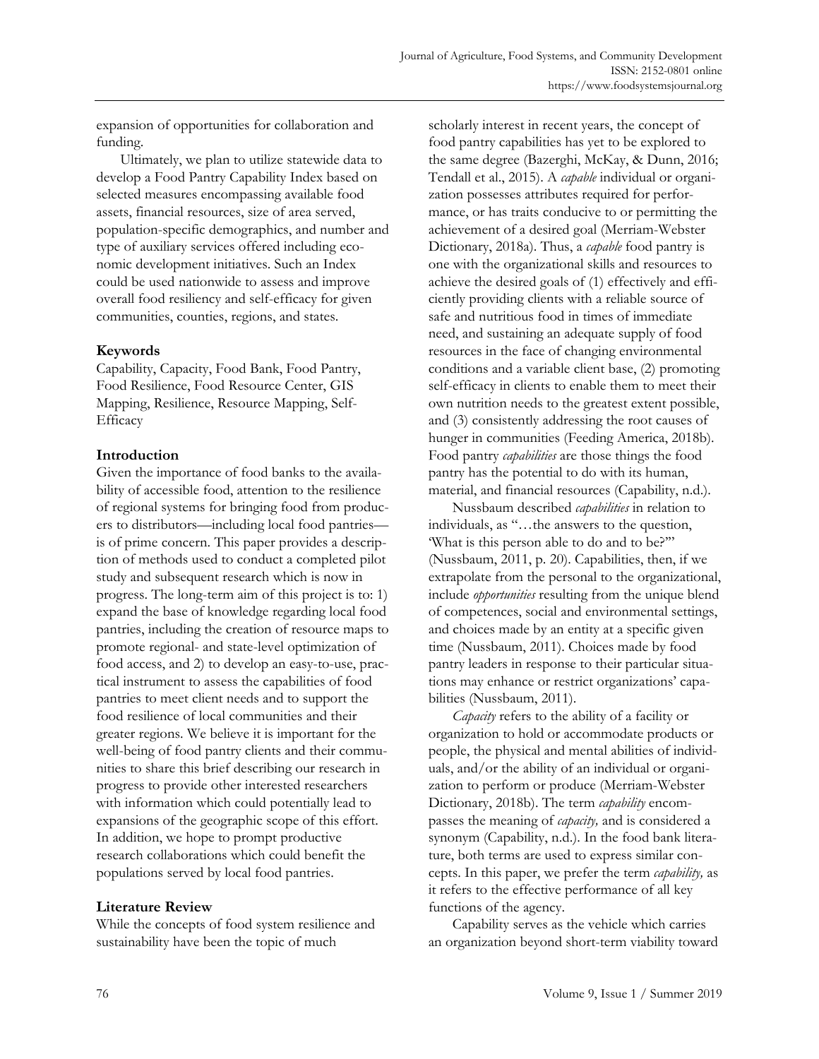expansion of opportunities for collaboration and funding.

Ultimately, we plan to utilize statewide data to develop a Food Pantry Capability Index based on selected measures encompassing available food assets, financial resources, size of area served, population-specific demographics, and number and type of auxiliary services offered including economic development initiatives. Such an Index could be used nationwide to assess and improve overall food resiliency and self-efficacy for given communities, counties, regions, and states.

**Keywords**

Capability, Capacity, Food Bank, Food Pantry, Food Resilience, Food Resource Center, GIS Mapping, Resilience, Resource Mapping, Self-Efficacy

## Introduction

Given the importance of food banks to the availability of accessible food, attention to the resilience of regional systems for bringing food from producers to distributors—including local food pantries—is of prime concern. This paper provides a description of methods used to conduct a completed pilot study and subsequent research which is now in progress. The long-term aim of this project is to: 1) expand the base of knowledge regarding local food pantries, including the creation of resource maps to promote regional- and state-level optimization of food access, and 2) to develop an easy-to-use, practical instrument to assess the capabilities of food pantries to meet client needs and to support the food resilience of local communities and their greater regions. We believe it is important for the well-being of food pantry clients and their communities to share this brief describing our research in progress to provide other interested researchers with information which could potentially lead to expansions of the geographic scope of this effort. In addition, we hope to prompt productive research collaborations which could benefit the populations served by local food pantries.

## Literature Review

While the concepts of food system resilience and sustainability have been the topic of much scholarly interest in recent years, the concept of food pantry capabilities has yet to be explored to the same degree (Bazerghi, McKay, & Dunn, 2016; Tendall et al., 2015). A *capable* individual or organization possesses attributes required for performance, or has traits conducive to or permitting the achievement of a desired goal (Merriam-Webster Dictionary, 2018a). Thus, a *capable* food pantry is one with the organizational skills and resources to achieve the desired goals of (1) effectively and efficiently providing clients with a reliable source of safe and nutritious food in times of immediate need, and sustaining an adequate supply of food resources in the face of changing environmental conditions and a variable client base, (2) promoting self-efficacy in clients to enable them to meet their own nutrition needs to the greatest extent possible, and (3) consistently addressing the root causes of hunger in communities (Feeding America, 2018b). Food pantry *capabilities* are those things the food pantry has the potential to do with its human, material, and financial resources (Capability, n.d.).

Nussbaum described *capabilities* in relation to individuals, as "…the answers to the question, 'What is this person able to do and to be?'" (Nussbaum, 2011, p. 20). Capabilities, then, if we extrapolate from the personal to the organizational, include *opportunities* resulting from the unique blend of competences, social and environmental settings, and choices made by an entity at a specific given time (Nussbaum, 2011). Choices made by food pantry leaders in response to their particular situations may enhance or restrict organizations' capabilities (Nussbaum, 2011).

*Capacity* refers to the ability of a facility or organization to hold or accommodate products or people, the physical and mental abilities of individuals, and/or the ability of an individual or organization to perform or produce (Merriam-Webster Dictionary, 2018b). The term *capability* encompasses the meaning of *capacity,* and is considered a synonym (Capability, n.d.). In the food bank literature, both terms are used to express similar concepts. In this paper, we prefer the term *capability,* as it refers to the effective performance of all key functions of the agency.

Capability serves as the vehicle which carries an organization beyond short-term viability toward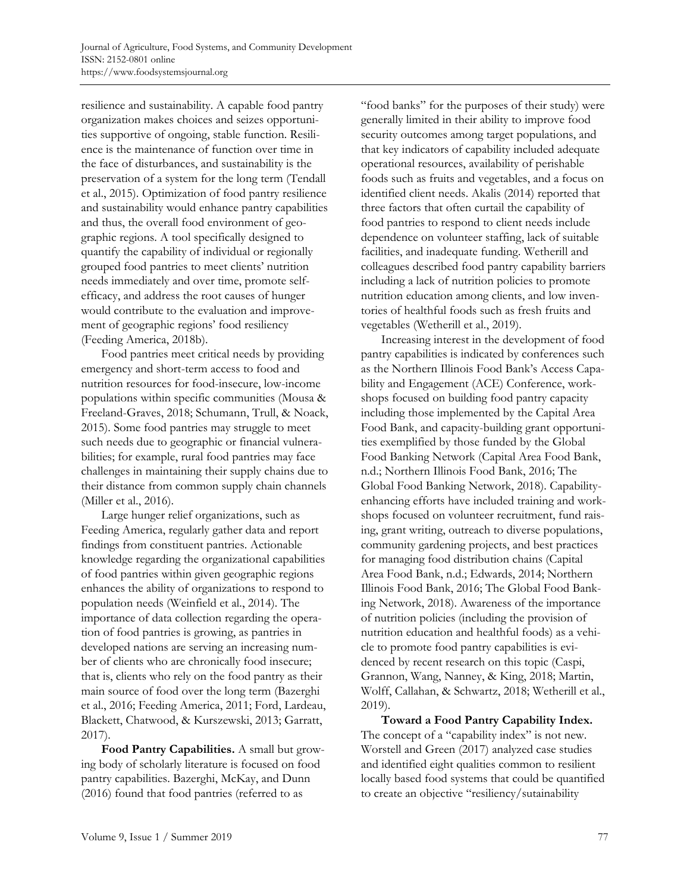resilience and sustainability. A capable food pantry organization makes choices and seizes opportunities supportive of ongoing, stable function. Resilience is the maintenance of function over time in the face of disturbances, and sustainability is the preservation of a system for the long term (Tendall et al., 2015). Optimization of food pantry resilience and sustainability would enhance pantry capabilities and thus, the overall food environment of geographic regions. A tool specifically designed to quantify the capability of individual or regionally grouped food pantries to meet clients' nutrition needs immediately and over time, promote self-efficacy, and address the root causes of hunger would contribute to the evaluation and improvement of geographic regions' food resiliency (Feeding America, 2018b).

Food pantries meet critical needs by providing emergency and short-term access to food and nutrition resources for food-insecure, low-income populations within specific communities (Mousa & Freeland-Graves, 2018; Schumann, Trull, & Noack, 2015). Some food pantries may struggle to meet such needs due to geographic or financial vulnerabilities; for example, rural food pantries may face challenges in maintaining their supply chains due to their distance from common supply chain channels (Miller et al., 2016).

Large hunger relief organizations, such as Feeding America, regularly gather data and report findings from constituent pantries. Actionable knowledge regarding the organizational capabilities of food pantries within given geographic regions enhances the ability of organizations to respond to population needs (Weinfield et al., 2014). The importance of data collection regarding the operation of food pantries is growing, as pantries in developed nations are serving an increasing number of clients who are chronically food insecure; that is, clients who rely on the food pantry as their main source of food over the long term (Bazerghi et al., 2016; Feeding America, 2011; Ford, Lardeau, Blackett, Chatwood, & Kurszewski, 2013; Garratt, 2017).

**Food Pantry Capabilities.** A small but growing body of scholarly literature is focused on food pantry capabilities. Bazerghi, McKay, and Dunn (2016) found that food pantries (referred to as "food banks" for the purposes of their study) were generally limited in their ability to improve food security outcomes among target populations, and that key indicators of capability included adequate operational resources, availability of perishable foods such as fruits and vegetables, and a focus on identified client needs. Akalis (2014) reported that three factors that often curtail the capability of food pantries to respond to client needs include dependence on volunteer staffing, lack of suitable facilities, and inadequate funding. Wetherill and colleagues described food pantry capability barriers including a lack of nutrition policies to promote nutrition education among clients, and low inventories of healthful foods such as fresh fruits and vegetables (Wetherill et al., 2019).

Increasing interest in the development of food pantry capabilities is indicated by conferences such as the Northern Illinois Food Bank's Access Capability and Engagement (ACE) Conference, workshops focused on building food pantry capacity including those implemented by the Capital Area Food Bank, and capacity-building grant opportunities exemplified by those funded by the Global Food Banking Network (Capital Area Food Bank, n.d.; Northern Illinois Food Bank, 2016; The Global Food Banking Network, 2018). Capability-enhancing efforts have included training and workshops focused on volunteer recruitment, fund raising, grant writing, outreach to diverse populations, community gardening projects, and best practices for managing food distribution chains (Capital Area Food Bank, n.d.; Edwards, 2014; Northern Illinois Food Bank, 2016; The Global Food Banking Network, 2018). Awareness of the importance of nutrition policies (including the provision of nutrition education and healthful foods) as a vehicle to promote food pantry capabilities is evidenced by recent research on this topic (Caspi, Grannon, Wang, Nanney, & King, 2018; Martin, Wolff, Callahan, & Schwartz, 2018; Wetherill et al., 2019).

**Toward a Food Pantry Capability Index.** The concept of a "capability index" is not new. Worstell and Green (2017) analyzed case studies and identified eight qualities common to resilient locally based food systems that could be quantified to create an objective "resiliency/sutainability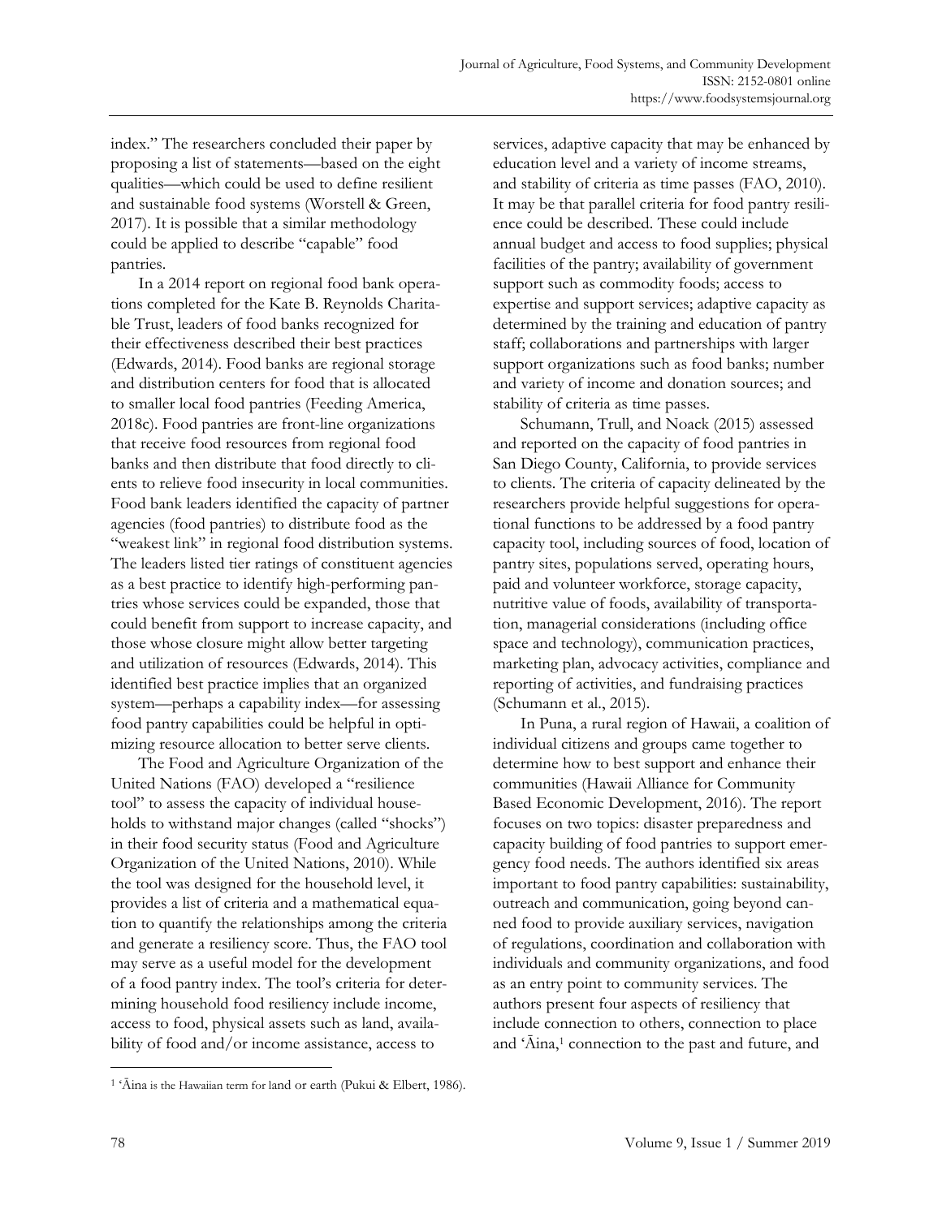index." The researchers concluded their paper by proposing a list of statements—based on the eight qualities—which could be used to define resilient and sustainable food systems (Worstell & Green, 2017). It is possible that a similar methodology could be applied to describe "capable" food pantries.

In a 2014 report on regional food bank operations completed for the Kate B. Reynolds Charitable Trust, leaders of food banks recognized for their effectiveness described their best practices (Edwards, 2014). Food banks are regional storage and distribution centers for food that is allocated to smaller local food pantries (Feeding America, 2018c). Food pantries are front-line organizations that receive food resources from regional food banks and then distribute that food directly to clients to relieve food insecurity in local communities. Food bank leaders identified the capacity of partner agencies (food pantries) to distribute food as the "weakest link" in regional food distribution systems. The leaders listed tier ratings of constituent agencies as a best practice to identify high-performing pantries whose services could be expanded, those that could benefit from support to increase capacity, and those whose closure might allow better targeting and utilization of resources (Edwards, 2014). This identified best practice implies that an organized system—perhaps a capability index—for assessing food pantry capabilities could be helpful in optimizing resource allocation to better serve clients.

The Food and Agriculture Organization of the United Nations (FAO) developed a "resilience tool" to assess the capacity of individual households to withstand major changes (called "shocks") in their food security status (Food and Agriculture Organization of the United Nations, 2010). While the tool was designed for the household level, it provides a list of criteria and a mathematical equation to quantify the relationships among the criteria and generate a resiliency score. Thus, the FAO tool may serve as a useful model for the development of a food pantry index. The tool's criteria for determining household food resiliency include income, access to food, physical assets such as land, availability of food and/or income assistance, access to services, adaptive capacity that may be enhanced by education level and a variety of income streams, and stability of criteria as time passes (FAO, 2010). It may be that parallel criteria for food pantry resilience could be described. These could include annual budget and access to food supplies; physical facilities of the pantry; availability of government support such as commodity foods; access to expertise and support services; adaptive capacity as determined by the training and education of pantry staff; collaborations and partnerships with larger support organizations such as food banks; number and variety of income and donation sources; and stability of criteria as time passes.

Schumann, Trull, and Noack (2015) assessed and reported on the capacity of food pantries in San Diego County, California, to provide services to clients. The criteria of capacity delineated by the researchers provide helpful suggestions for operational functions to be addressed by a food pantry capacity tool, including sources of food, location of pantry sites, populations served, operating hours, paid and volunteer workforce, storage capacity, nutritive value of foods, availability of transportation, managerial considerations (including office space and technology), communication practices, marketing plan, advocacy activities, compliance and reporting of activities, and fundraising practices (Schumann et al., 2015).

In Puna, a rural region of Hawaii, a coalition of individual citizens and groups came together to determine how to best support and enhance their communities (Hawaii Alliance for Community Based Economic Development, 2016). The report focuses on two topics: disaster preparedness and capacity building of food pantries to support emergency food needs. The authors identified six areas important to food pantry capabilities: sustainability, outreach and communication, going beyond canned food to provide auxiliary services, navigation of regulations, coordination and collaboration with individuals and community organizations, and food as an entry point to community services. The authors present four aspects of resiliency that include connection to others, connection to place and ʻĀina,[1] connection to the past and future, and

[1] ʻĀina is the Hawaiian term for land or earth (Pukui & Elbert, 1986).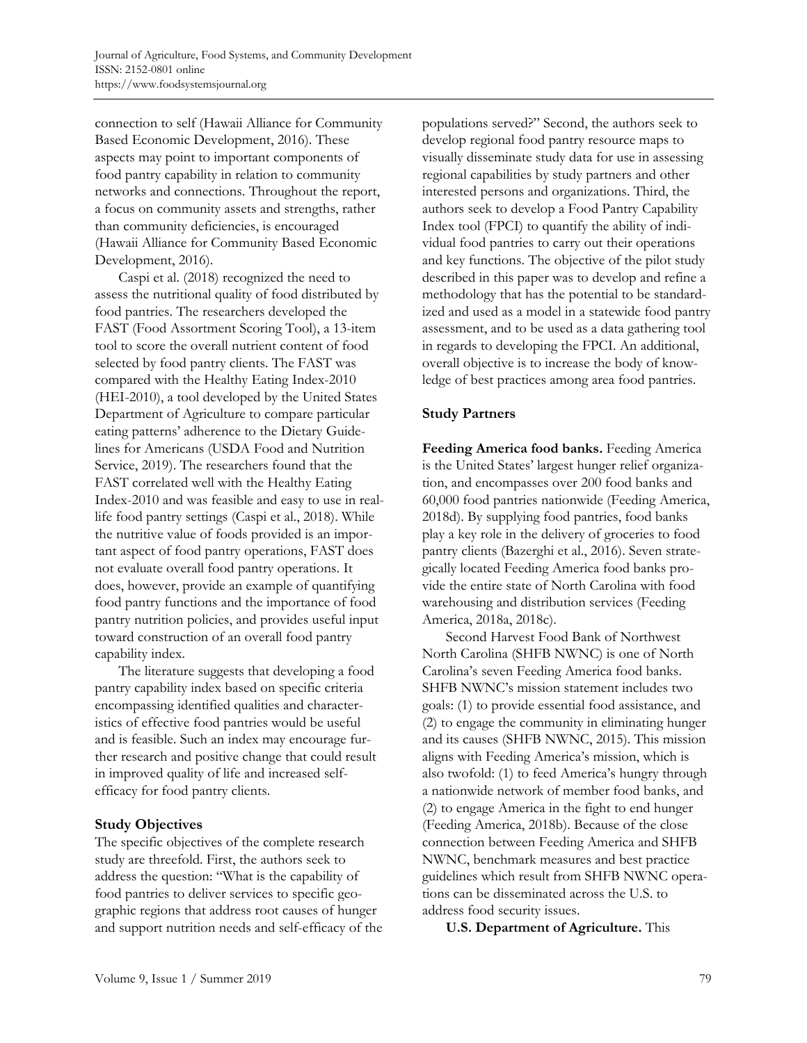connection to self (Hawaii Alliance for Community Based Economic Development, 2016). These aspects may point to important components of food pantry capability in relation to community networks and connections. Throughout the report, a focus on community assets and strengths, rather than community deficiencies, is encouraged (Hawaii Alliance for Community Based Economic Development, 2016).

Caspi et al. (2018) recognized the need to assess the nutritional quality of food distributed by food pantries. The researchers developed the FAST (Food Assortment Scoring Tool), a 13-item tool to score the overall nutrient content of food selected by food pantry clients. The FAST was compared with the Healthy Eating Index-2010 (HEI-2010), a tool developed by the United States Department of Agriculture to compare particular eating patterns' adherence to the Dietary Guidelines for Americans (USDA Food and Nutrition Service, 2019). The researchers found that the FAST correlated well with the Healthy Eating Index-2010 and was feasible and easy to use in real-life food pantry settings (Caspi et al., 2018). While the nutritive value of foods provided is an important aspect of food pantry operations, FAST does not evaluate overall food pantry operations. It does, however, provide an example of quantifying food pantry functions and the importance of food pantry nutrition policies, and provides useful input toward construction of an overall food pantry capability index.

The literature suggests that developing a food pantry capability index based on specific criteria encompassing identified qualities and characteristics of effective food pantries would be useful and is feasible. Such an index may encourage further research and positive change that could result in improved quality of life and increased self-efficacy for food pantry clients.

## Study Objectives

The specific objectives of the complete research study are threefold. First, the authors seek to address the question: "What is the capability of food pantries to deliver services to specific geographic regions that address root causes of hunger and support nutrition needs and self-efficacy of the populations served?" Second, the authors seek to develop regional food pantry resource maps to visually disseminate study data for use in assessing regional capabilities by study partners and other interested persons and organizations. Third, the authors seek to develop a Food Pantry Capability Index tool (FPCI) to quantify the ability of individual food pantries to carry out their operations and key functions. The objective of the pilot study described in this paper was to develop and refine a methodology that has the potential to be standardized and used as a model in a statewide food pantry assessment, and to be used as a data gathering tool in regards to developing the FPCI. An additional, overall objective is to increase the body of knowledge of best practices among area food pantries.

## Study Partners

**Feeding America food banks.** Feeding America is the United States' largest hunger relief organization, and encompasses over 200 food banks and 60,000 food pantries nationwide (Feeding America, 2018d). By supplying food pantries, food banks play a key role in the delivery of groceries to food pantry clients (Bazerghi et al., 2016). Seven strategically located Feeding America food banks provide the entire state of North Carolina with food warehousing and distribution services (Feeding America, 2018a, 2018c).

Second Harvest Food Bank of Northwest North Carolina (SHFB NWNC) is one of North Carolina's seven Feeding America food banks. SHFB NWNC's mission statement includes two goals: (1) to provide essential food assistance, and (2) to engage the community in eliminating hunger and its causes (SHFB NWNC, 2015). This mission aligns with Feeding America's mission, which is also twofold: (1) to feed America's hungry through a nationwide network of member food banks, and (2) to engage America in the fight to end hunger (Feeding America, 2018b). Because of the close connection between Feeding America and SHFB NWNC, benchmark measures and best practice guidelines which result from SHFB NWNC operations can be disseminated across the U.S. to address food security issues.

**U.S. Department of Agriculture.** This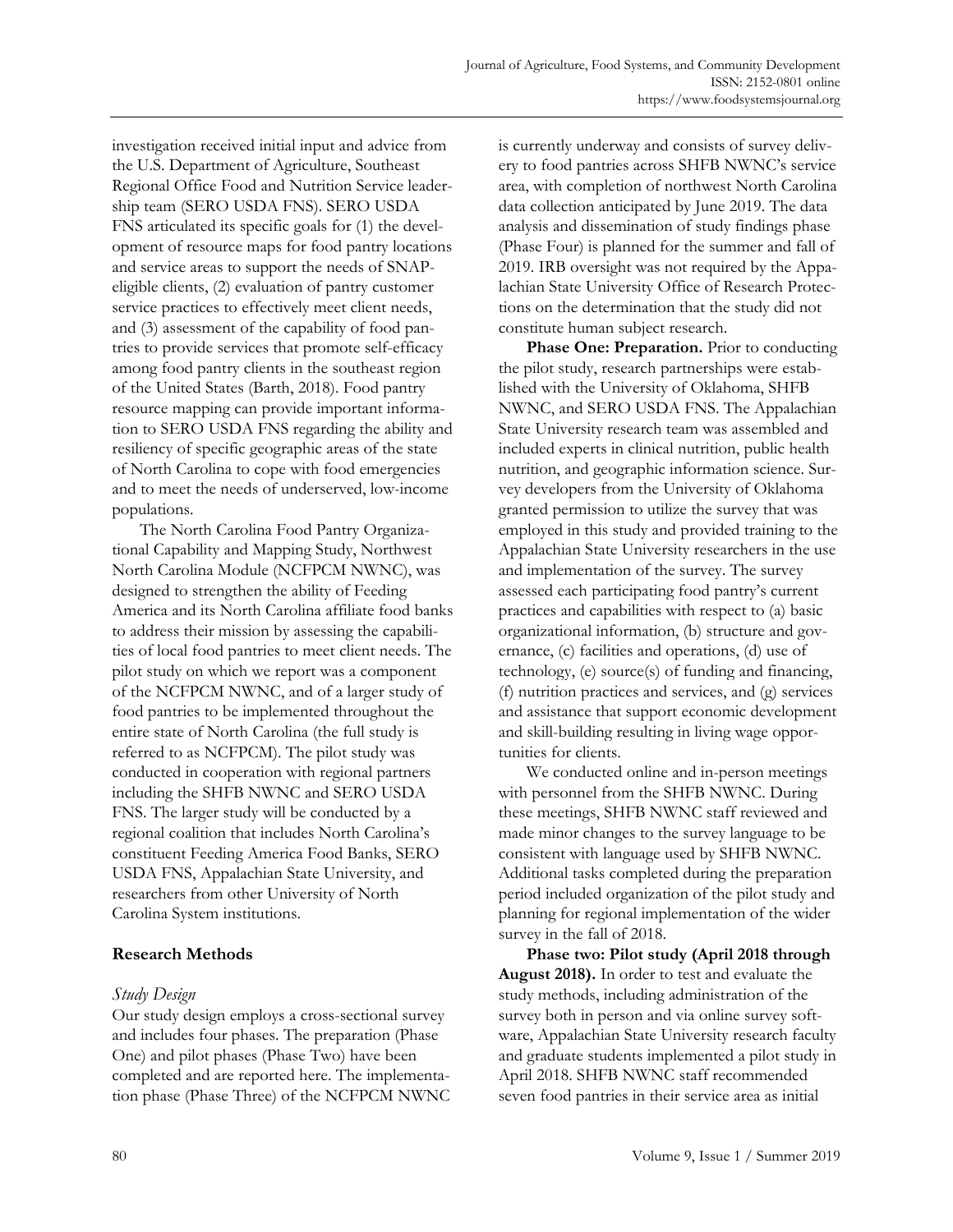investigation received initial input and advice from the U.S. Department of Agriculture, Southeast Regional Office Food and Nutrition Service leadership team (SERO USDA FNS). SERO USDA FNS articulated its specific goals for (1) the development of resource maps for food pantry locations and service areas to support the needs of SNAP-eligible clients, (2) evaluation of pantry customer service practices to effectively meet client needs, and (3) assessment of the capability of food pantries to provide services that promote self-efficacy among food pantry clients in the southeast region of the United States (Barth, 2018). Food pantry resource mapping can provide important information to SERO USDA FNS regarding the ability and resiliency of specific geographic areas of the state of North Carolina to cope with food emergencies and to meet the needs of underserved, low-income populations.

The North Carolina Food Pantry Organizational Capability and Mapping Study, Northwest North Carolina Module (NCFPCM NWNC), was designed to strengthen the ability of Feeding America and its North Carolina affiliate food banks to address their mission by assessing the capabilities of local food pantries to meet client needs. The pilot study on which we report was a component of the NCFPCM NWNC, and of a larger study of food pantries to be implemented throughout the entire state of North Carolina (the full study is referred to as NCFPCM). The pilot study was conducted in cooperation with regional partners including the SHFB NWNC and SERO USDA FNS. The larger study will be conducted by a regional coalition that includes North Carolina's constituent Feeding America Food Banks, SERO USDA FNS, Appalachian State University, and researchers from other University of North Carolina System institutions.

## Research Methods

### *Study Design*

Our study design employs a cross-sectional survey and includes four phases. The preparation (Phase One) and pilot phases (Phase Two) have been completed and are reported here. The implementation phase (Phase Three) of the NCFPCM NWNC is currently underway and consists of survey delivery to food pantries across SHFB NWNC's service area, with completion of northwest North Carolina data collection anticipated by June 2019. The data analysis and dissemination of study findings phase (Phase Four) is planned for the summer and fall of 2019. IRB oversight was not required by the Appalachian State University Office of Research Protections on the determination that the study did not constitute human subject research.

**Phase One: Preparation.** Prior to conducting the pilot study, research partnerships were established with the University of Oklahoma, SHFB NWNC, and SERO USDA FNS. The Appalachian State University research team was assembled and included experts in clinical nutrition, public health nutrition, and geographic information science. Survey developers from the University of Oklahoma granted permission to utilize the survey that was employed in this study and provided training to the Appalachian State University researchers in the use and implementation of the survey. The survey assessed each participating food pantry's current practices and capabilities with respect to (a) basic organizational information, (b) structure and governance, (c) facilities and operations, (d) use of technology, (e) source(s) of funding and financing, (f) nutrition practices and services, and (g) services and assistance that support economic development and skill-building resulting in living wage opportunities for clients.

We conducted online and in-person meetings with personnel from the SHFB NWNC. During these meetings, SHFB NWNC staff reviewed and made minor changes to the survey language to be consistent with language used by SHFB NWNC. Additional tasks completed during the preparation period included organization of the pilot study and planning for regional implementation of the wider survey in the fall of 2018.

**Phase two: Pilot study (April 2018 through August 2018).** In order to test and evaluate the study methods, including administration of the survey both in person and via online survey software, Appalachian State University research faculty and graduate students implemented a pilot study in April 2018. SHFB NWNC staff recommended seven food pantries in their service area as initial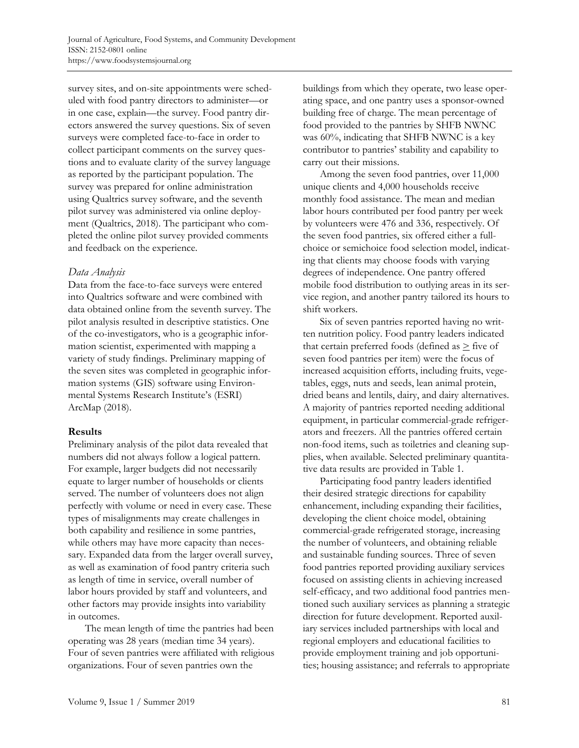survey sites, and on-site appointments were scheduled with food pantry directors to administer—or in one case, explain—the survey. Food pantry directors answered the survey questions. Six of seven surveys were completed face-to-face in order to collect participant comments on the survey questions and to evaluate clarity of the survey language as reported by the participant population. The survey was prepared for online administration using Qualtrics survey software, and the seventh pilot survey was administered via online deployment (Qualtrics, 2018). The participant who completed the online pilot survey provided comments and feedback on the experience.

### *Data Analysis*

Data from the face-to-face surveys were entered into Qualtrics software and were combined with data obtained online from the seventh survey. The pilot analysis resulted in descriptive statistics. One of the co-investigators, who is a geographic information scientist, experimented with mapping a variety of study findings. Preliminary mapping of the seven sites was completed in geographic information systems (GIS) software using Environmental Systems Research Institute's (ESRI) ArcMap (2018).

## **Results**

Preliminary analysis of the pilot data revealed that numbers did not always follow a logical pattern. For example, larger budgets did not necessarily equate to larger number of households or clients served. The number of volunteers does not align perfectly with volume or need in every case. These types of misalignments may create challenges in both capability and resilience in some pantries, while others may have more capacity than necessary. Expanded data from the larger overall survey, as well as examination of food pantry criteria such as length of time in service, overall number of labor hours provided by staff and volunteers, and other factors may provide insights into variability in outcomes.

The mean length of time the pantries had been operating was 28 years (median time 34 years). Four of seven pantries were affiliated with religious organizations. Four of seven pantries own the buildings from which they operate, two lease operating space, and one pantry uses a sponsor-owned building free of charge. The mean percentage of food provided to the pantries by SHFB NWNC was 60%, indicating that SHFB NWNC is a key contributor to pantries' stability and capability to carry out their missions.

Among the seven food pantries, over 11,000 unique clients and 4,000 households receive monthly food assistance. The mean and median labor hours contributed per food pantry per week by volunteers were 476 and 336, respectively. Of the seven food pantries, six offered either a full-choice or semichoice food selection model, indicating that clients may choose foods with varying degrees of independence. One pantry offered mobile food distribution to outlying areas in its service region, and another pantry tailored its hours to shift workers.

Six of seven pantries reported having no written nutrition policy. Food pantry leaders indicated that certain preferred foods (defined as $\geq$ five of seven food pantries per item) were the focus of increased acquisition efforts, including fruits, vegetables, eggs, nuts and seeds, lean animal protein, dried beans and lentils, dairy, and dairy alternatives. A majority of pantries reported needing additional equipment, in particular commercial-grade refrigerators and freezers. All the pantries offered certain non-food items, such as toiletries and cleaning supplies, when available. Selected preliminary quantitative data results are provided in Table 1.

Participating food pantry leaders identified their desired strategic directions for capability enhancement, including expanding their facilities, developing the client choice model, obtaining commercial-grade refrigerated storage, increasing the number of volunteers, and obtaining reliable and sustainable funding sources. Three of seven food pantries reported providing auxiliary services focused on assisting clients in achieving increased self-efficacy, and two additional food pantries mentioned such auxiliary services as planning a strategic direction for future development. Reported auxiliary services included partnerships with local and regional employers and educational facilities to provide employment training and job opportunities; housing assistance; and referrals to appropriate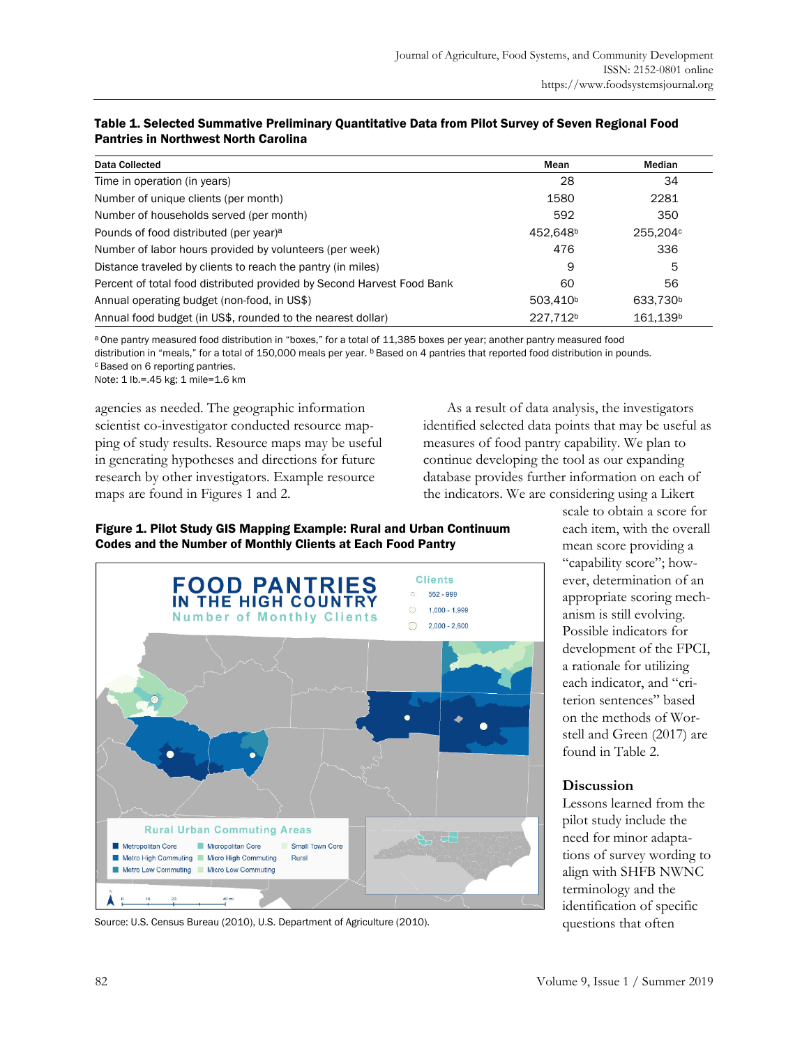**Table 1. Selected Summative Preliminary Quantitative Data from Pilot Survey of Seven Regional Food Pantries in Northwest North Carolina**

| Data Collected | Mean | Median |
|---|---|---|
| Time in operation (in years) | 28 | 34 |
| Number of unique clients (per month) | 1580 | 2281 |
| Number of households served (per month) | 592 | 350 |
| Pounds of food distributed (per year)[a] | 452,648[b] | 255,204[c] |
| Number of labor hours provided by volunteers (per week) | 476 | 336 |
| Distance traveled by clients to reach the pantry (in miles) | 9 | 5 |
| Percent of total food distributed provided by Second Harvest Food Bank | 60 | 56 |
| Annual operating budget (non-food, in US$) | 503,410[b] | 633,730[b] |
| Annual food budget (in US$, rounded to the nearest dollar) | 227,712[b] | 161,139[b] |

[a] One pantry measured food distribution in "boxes," for a total of 11,385 boxes per year; another pantry measured food distribution in "meals," for a total of 150,000 meals per year. [b] Based on 4 pantries that reported food distribution in pounds.
[c] Based on 6 reporting pantries.
Note: 1 lb.=.45 kg; 1 mile=1.6 km

agencies as needed. The geographic information scientist co-investigator conducted resource mapping of study results. Resource maps may be useful in generating hypotheses and directions for future research by other investigators. Example resource maps are found in Figures 1 and 2.

**Figure 1. Pilot Study GIS Mapping Example: Rural and Urban Continuum Codes and the Number of Monthly Clients at Each Food Pantry**

Source: U.S. Census Bureau (2010), U.S. Department of Agriculture (2010).

As a result of data analysis, the investigators identified selected data points that may be useful as measures of food pantry capability. We plan to continue developing the tool as our expanding database provides further information on each of the indicators. We are considering using a Likert scale to obtain a score for each item, with the overall mean score providing a "capability score"; however, determination of an appropriate scoring mechanism is still evolving. Possible indicators for development of the FPCI, a rationale for utilizing each indicator, and "criterion sentences" based on the methods of Worstell and Green (2017) are found in Table 2.

## Discussion

Lessons learned from the pilot study include the need for minor adaptations of survey wording to align with SHFB NWNC terminology and the identification of specific questions that often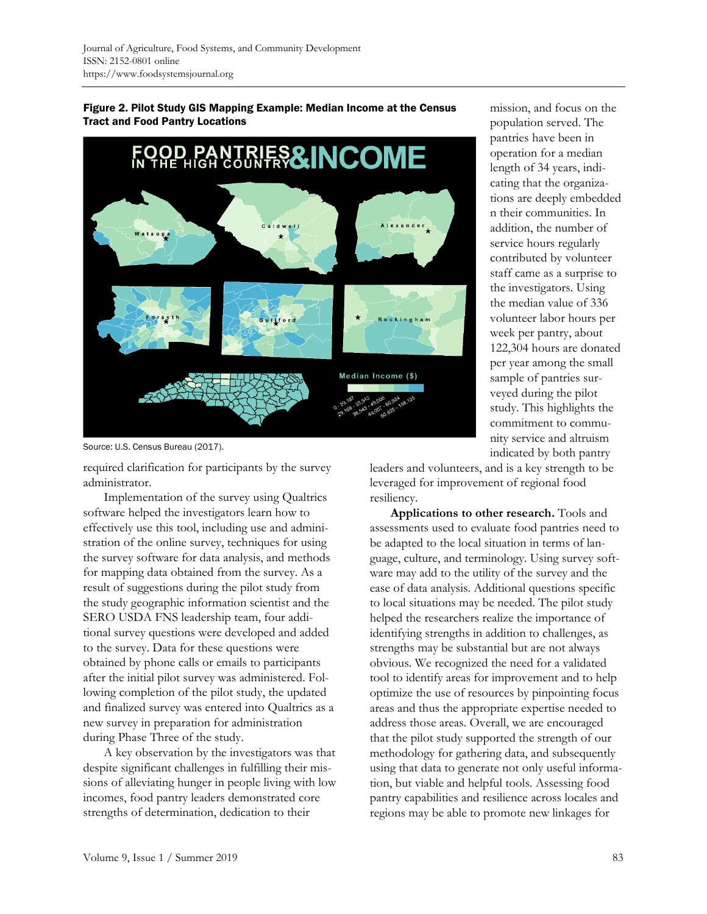**Figure 2. Pilot Study GIS Mapping Example: Median Income at the Census Tract and Food Pantry Locations**

Source: U.S. Census Bureau (2017).

required clarification for participants by the survey administrator.

Implementation of the survey using Qualtrics software helped the investigators learn how to effectively use this tool, including use and administration of the online survey, techniques for using the survey software for data analysis, and methods for mapping data obtained from the survey. As a result of suggestions during the pilot study from the study geographic information scientist and the SERO USDA FNS leadership team, four additional survey questions were developed and added to the survey. Data for these questions were obtained by phone calls or emails to participants after the initial pilot survey was administered. Following completion of the pilot study, the updated and finalized survey was entered into Qualtrics as a new survey in preparation for administration during Phase Three of the study.

A key observation by the investigators was that despite significant challenges in fulfilling their missions of alleviating hunger in people living with low incomes, food pantry leaders demonstrated core strengths of determination, dedication to their mission, and focus on the population served. The pantries have been in operation for a median length of 34 years, indicating that the organizations are deeply embedded n their communities. In addition, the number of service hours regularly contributed by volunteer staff came as a surprise to the investigators. Using the median value of 336 volunteer labor hours per week per pantry, about 122,304 hours are donated per year among the small sample of pantries surveyed during the pilot study. This highlights the commitment to community service and altruism indicated by both pantry leaders and volunteers, and is a key strength to be leveraged for improvement of regional food resiliency.

**Applications to other research.** Tools and assessments used to evaluate food pantries need to be adapted to the local situation in terms of language, culture, and terminology. Using survey software may add to the utility of the survey and the ease of data analysis. Additional questions specific to local situations may be needed. The pilot study helped the researchers realize the importance of identifying strengths in addition to challenges, as strengths may be substantial but are not always obvious. We recognized the need for a validated tool to identify areas for improvement and to help optimize the use of resources by pinpointing focus areas and thus the appropriate expertise needed to address those areas. Overall, we are encouraged that the pilot study supported the strength of our methodology for gathering data, and subsequently using that data to generate not only useful information, but viable and helpful tools. Assessing food pantry capabilities and resilience across locales and regions may be able to promote new linkages for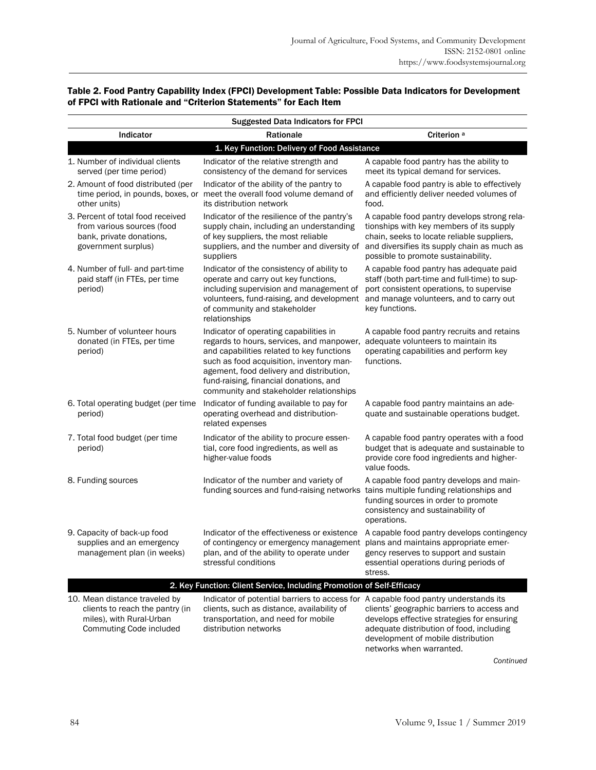**Table 2. Food Pantry Capability Index (FPCI) Development Table: Possible Data Indicators for Development of FPCI with Rationale and "Criterion Statements" for Each Item**

| Suggested Data Indicators for FPCI | | |
|---|---|---|
| **Indicator** | **Rationale** | **Criterion [a]** |
| **1. Key Function: Delivery of Food Assistance** | | |
| 1. Number of individual clients served (per time period) | Indicator of the relative strength and consistency of the demand for services | A capable food pantry has the ability to meet its typical demand for services. |
| 2. Amount of food distributed (per time period, in pounds, boxes, or other units) | Indicator of the ability of the pantry to meet the overall food volume demand of its distribution network | A capable food pantry is able to effectively and efficiently deliver needed volumes of food. |
| 3. Percent of total food received from various sources (food bank, private donations, government surplus) | Indicator of the resilience of the pantry's supply chain, including an understanding of key suppliers, the most reliable suppliers, and the number and diversity of suppliers | A capable food pantry develops strong relationships with key members of its supply chain, seeks to locate reliable suppliers, and diversifies its supply chain as much as possible to promote sustainability. |
| 4. Number of full- and part-time paid staff (in FTEs, per time period) | Indicator of the consistency of ability to operate and carry out key functions, including supervision and management of volunteers, fund-raising, and development of community and stakeholder relationships | A capable food pantry has adequate paid staff (both part-time and full-time) to support consistent operations, to supervise and manage volunteers, and to carry out key functions. |
| 5. Number of volunteer hours donated (in FTEs, per time period) | Indicator of operating capabilities in regards to hours, services, and manpower, and capabilities related to key functions such as food acquisition, inventory management, food delivery and distribution, fund-raising, financial donations, and community and stakeholder relationships | A capable food pantry recruits and retains adequate volunteers to maintain its operating capabilities and perform key functions. |
| 6. Total operating budget (per time period) | Indicator of funding available to pay for operating overhead and distribution-related expenses | A capable food pantry maintains an adequate and sustainable operations budget. |
| 7. Total food budget (per time period) | Indicator of the ability to procure essential, core food ingredients, as well as higher-value foods | A capable food pantry operates with a food budget that is adequate and sustainable to provide core food ingredients and higher-value foods. |
| 8. Funding sources | Indicator of the number and variety of funding sources and fund-raising networks | A capable food pantry develops and maintains multiple funding relationships and funding sources in order to promote consistency and sustainability of operations. |
| 9. Capacity of back-up food supplies and an emergency management plan (in weeks) | Indicator of the effectiveness or existence of contingency or emergency management plan, and of the ability to operate under stressful conditions | A capable food pantry develops contingency plans and maintains appropriate emergency reserves to support and sustain essential operations during periods of stress. |
| **2. Key Function: Client Service, Including Promotion of Self-Efficacy** | | |
| 10. Mean distance traveled by clients to reach the pantry (in miles), with Rural-Urban Commuting Code included | Indicator of potential barriers to access for clients, such as distance, availability of transportation, and need for mobile distribution networks | A capable food pantry understands its clients' geographic barriers to access and develops effective strategies for ensuring adequate distribution of food, including development of mobile distribution networks when warranted. |

*Continued*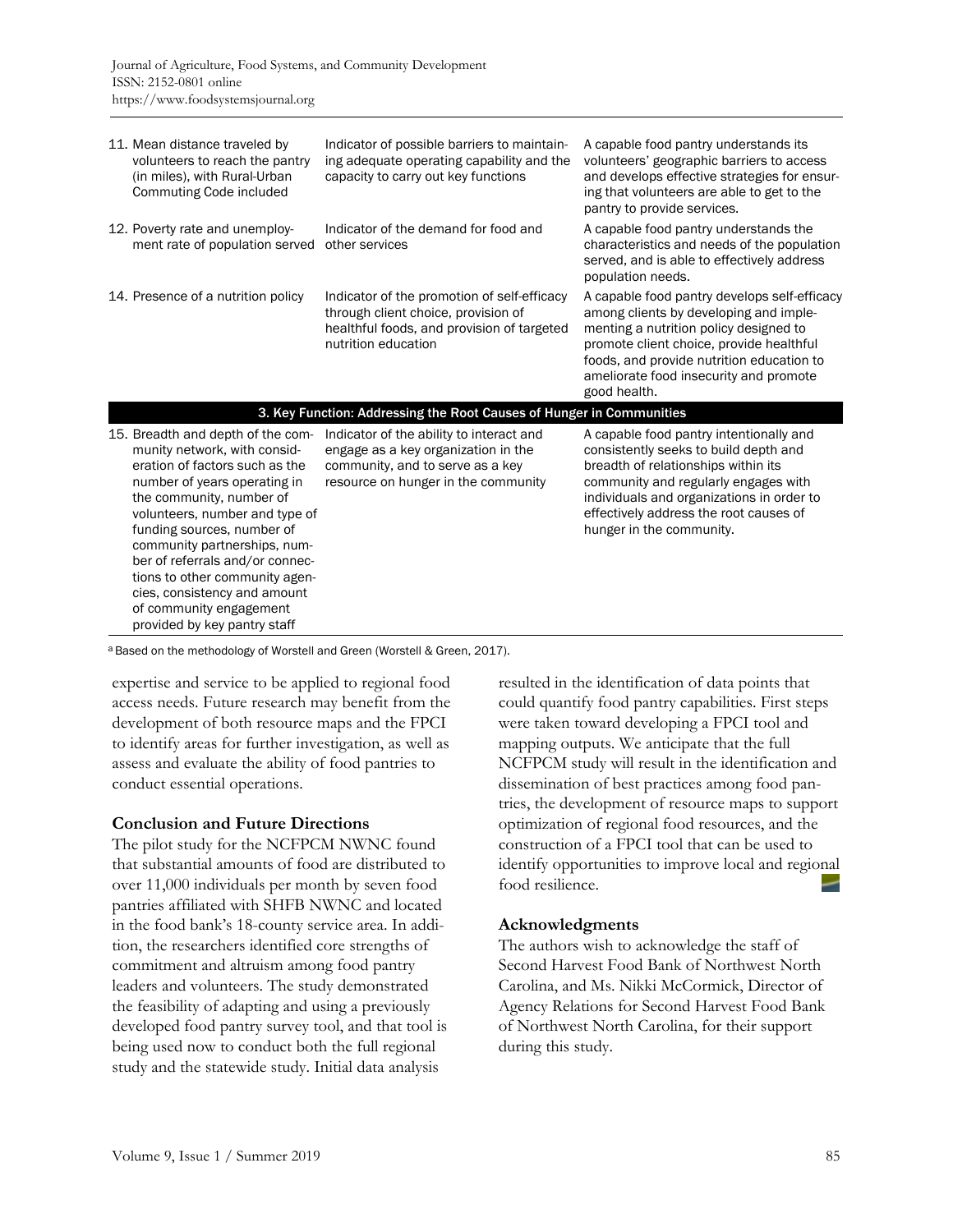| | | |
|---|---|---|
| 11. Mean distance traveled by volunteers to reach the pantry (in miles), with Rural-Urban Commuting Code included | Indicator of possible barriers to maintaining adequate operating capability and the capacity to carry out key functions | A capable food pantry understands its volunteers' geographic barriers to access and develops effective strategies for ensuring that volunteers are able to get to the pantry to provide services. |
| 12. Poverty rate and unemployment rate of population served | Indicator of the demand for food and other services | A capable food pantry understands the characteristics and needs of the population served, and is able to effectively address population needs. |
| 14. Presence of a nutrition policy | Indicator of the promotion of self-efficacy through client choice, provision of healthful foods, and provision of targeted nutrition education | A capable food pantry develops self-efficacy among clients by developing and implementing a nutrition policy designed to promote client choice, provide healthful foods, and provide nutrition education to ameliorate food insecurity and promote good health. |
| **3. Key Function: Addressing the Root Causes of Hunger in Communities** | | |
| 15. Breadth and depth of the community network, with consideration of factors such as the number of years operating in the community, number of volunteers, number and type of funding sources, number of community partnerships, number of referrals and/or connections to other community agencies, consistency and amount of community engagement provided by key pantry staff | Indicator of the ability to interact and engage as a key organization in the community, and to serve as a key resource on hunger in the community | A capable food pantry intentionally and consistently seeks to build depth and breadth of relationships within its community and regularly engages with individuals and organizations in order to effectively address the root causes of hunger in the community. |

[a] Based on the methodology of Worstell and Green (Worstell & Green, 2017).

expertise and service to be applied to regional food access needs. Future research may benefit from the development of both resource maps and the FPCI to identify areas for further investigation, as well as assess and evaluate the ability of food pantries to conduct essential operations.

## Conclusion and Future Directions

The pilot study for the NCFPCM NWNC found that substantial amounts of food are distributed to over 11,000 individuals per month by seven food pantries affiliated with SHFB NWNC and located in the food bank's 18-county service area. In addition, the researchers identified core strengths of commitment and altruism among food pantry leaders and volunteers. The study demonstrated the feasibility of adapting and using a previously developed food pantry survey tool, and that tool is being used now to conduct both the full regional study and the statewide study. Initial data analysis resulted in the identification of data points that could quantify food pantry capabilities. First steps were taken toward developing a FPCI tool and mapping outputs. We anticipate that the full NCFPCM study will result in the identification and dissemination of best practices among food pantries, the development of resource maps to support optimization of regional food resources, and the construction of a FPCI tool that can be used to identify opportunities to improve local and regional food resilience.

## Acknowledgments

The authors wish to acknowledge the staff of Second Harvest Food Bank of Northwest North Carolina, and Ms. Nikki McCormick, Director of Agency Relations for Second Harvest Food Bank of Northwest North Carolina, for their support during this study.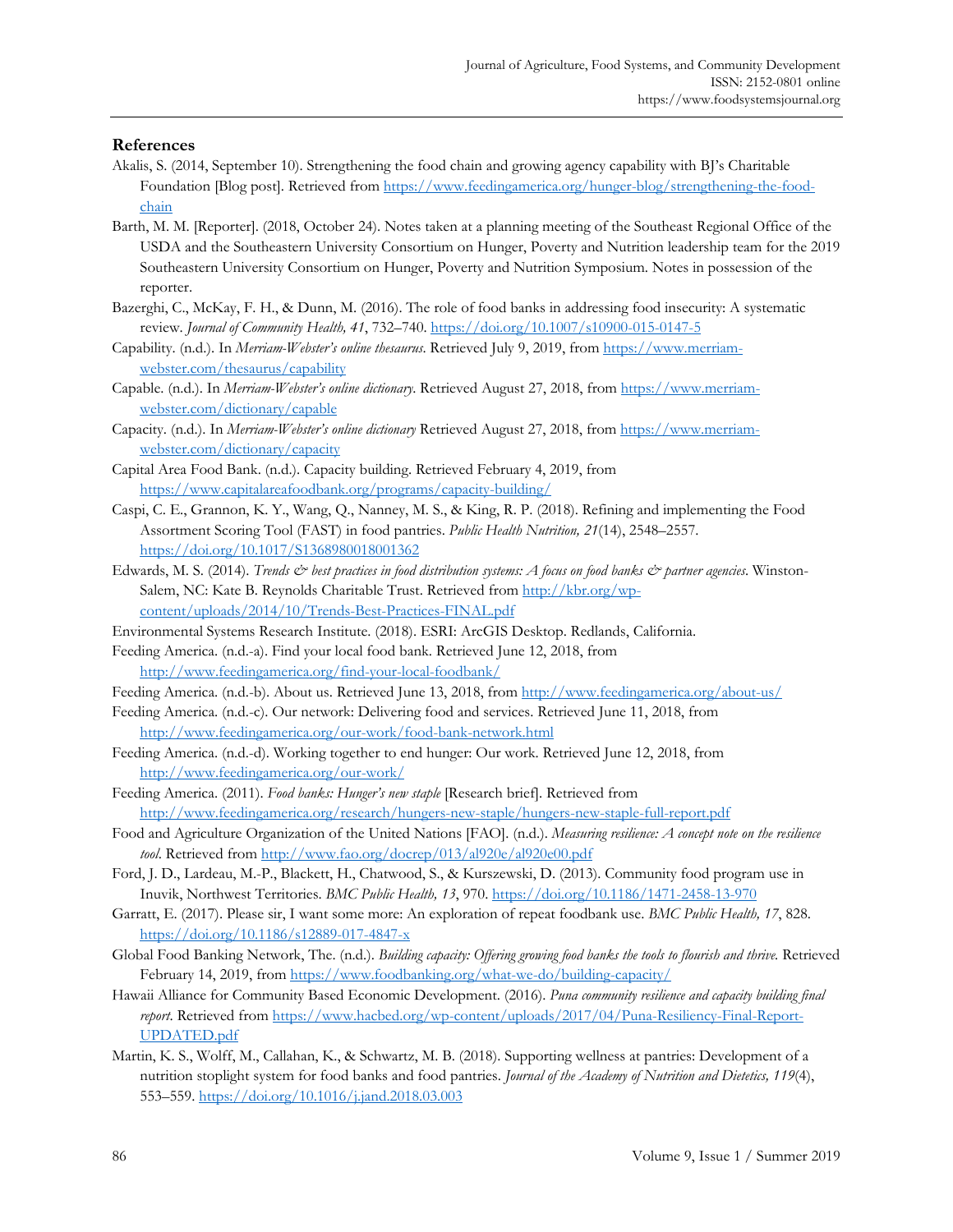## References

Akalis, S. (2014, September 10). Strengthening the food chain and growing agency capability with BJ's Charitable Foundation [Blog post]. Retrieved from https://www.feedingamerica.org/hunger-blog/strengthening-the-food-chain

Barth, M. M. [Reporter]. (2018, October 24). Notes taken at a planning meeting of the Southeast Regional Office of the USDA and the Southeastern University Consortium on Hunger, Poverty and Nutrition leadership team for the 2019 Southeastern University Consortium on Hunger, Poverty and Nutrition Symposium. Notes in possession of the reporter.

Bazerghi, C., McKay, F. H., & Dunn, M. (2016). The role of food banks in addressing food insecurity: A systematic review. *Journal of Community Health, 41*, 732–740. https://doi.org/10.1007/s10900-015-0147-5

Capability. (n.d.). In *Merriam-Webster's online thesaurus*. Retrieved July 9, 2019, from https://www.merriam-webster.com/thesaurus/capability

Capable. (n.d.). In *Merriam-Webster's online dictionary*. Retrieved August 27, 2018, from https://www.merriam-webster.com/dictionary/capable

Capacity. (n.d.). In *Merriam-Webster's online dictionary* Retrieved August 27, 2018, from https://www.merriam-webster.com/dictionary/capacity

Capital Area Food Bank. (n.d.). Capacity building. Retrieved February 4, 2019, from https://www.capitalareafoodbank.org/programs/capacity-building/

Caspi, C. E., Grannon, K. Y., Wang, Q., Nanney, M. S., & King, R. P. (2018). Refining and implementing the Food Assortment Scoring Tool (FAST) in food pantries. *Public Health Nutrition, 21*(14), 2548–2557. https://doi.org/10.1017/S1368980018001362

Edwards, M. S. (2014). *Trends & best practices in food distribution systems: A focus on food banks & partner agencies*. Winston-Salem, NC: Kate B. Reynolds Charitable Trust. Retrieved from http://kbr.org/wp-content/uploads/2014/10/Trends-Best-Practices-FINAL.pdf

Environmental Systems Research Institute. (2018). ESRI: ArcGIS Desktop. Redlands, California.

Feeding America. (n.d.-a). Find your local food bank. Retrieved June 12, 2018, from http://www.feedingamerica.org/find-your-local-foodbank/

Feeding America. (n.d.-b). About us. Retrieved June 13, 2018, from http://www.feedingamerica.org/about-us/

Feeding America. (n.d.-c). Our network: Delivering food and services. Retrieved June 11, 2018, from http://www.feedingamerica.org/our-work/food-bank-network.html

Feeding America. (n.d.-d). Working together to end hunger: Our work. Retrieved June 12, 2018, from http://www.feedingamerica.org/our-work/

Feeding America. (2011). *Food banks: Hunger's new staple* [Research brief]. Retrieved from http://www.feedingamerica.org/research/hungers-new-staple/hungers-new-staple-full-report.pdf

Food and Agriculture Organization of the United Nations [FAO]. (n.d.). *Measuring resilience: A concept note on the resilience tool*. Retrieved from http://www.fao.org/docrep/013/al920e/al920e00.pdf

Ford, J. D., Lardeau, M.-P., Blackett, H., Chatwood, S., & Kurszewski, D. (2013). Community food program use in Inuvik, Northwest Territories. *BMC Public Health, 13*, 970. https://doi.org/10.1186/1471-2458-13-970

Garratt, E. (2017). Please sir, I want some more: An exploration of repeat foodbank use. *BMC Public Health, 17*, 828. https://doi.org/10.1186/s12889-017-4847-x

Global Food Banking Network, The. (n.d.). *Building capacity: Offering growing food banks the tools to flourish and thrive.* Retrieved February 14, 2019, from https://www.foodbanking.org/what-we-do/building-capacity/

Hawaii Alliance for Community Based Economic Development. (2016). *Puna community resilience and capacity building final report*. Retrieved from https://www.hacbed.org/wp-content/uploads/2017/04/Puna-Resiliency-Final-Report-UPDATED.pdf

Martin, K. S., Wolff, M., Callahan, K., & Schwartz, M. B. (2018). Supporting wellness at pantries: Development of a nutrition stoplight system for food banks and food pantries. *Journal of the Academy of Nutrition and Dietetics, 119*(4), 553–559. https://doi.org/10.1016/j.jand.2018.03.003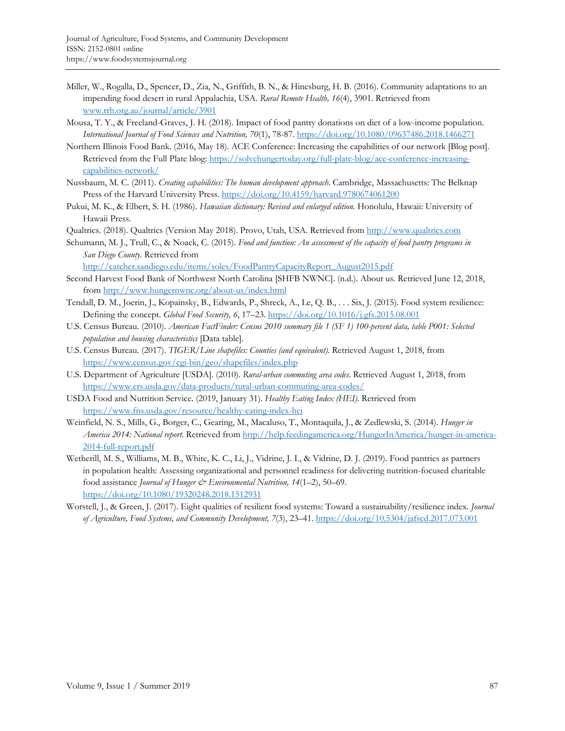Miller, W., Rogalla, D., Spencer, D., Zia, N., Griffith, B. N., & Hinesburg, H. B. (2016). Community adaptations to an impending food desert in rural Appalachia, USA. *Rural Remote Health, 16*(4), 3901. Retrieved from www.rrh.org.au/journal/article/3901

Mousa, T. Y., & Freeland-Graves, J. H. (2018). Impact of food pantry donations on diet of a low-income population. *International Journal of Food Sciences and Nutrition, 70*(1), 78-87. https://doi.org/10.1080/09637486.2018.1466271

Northern Illinois Food Bank. (2016, May 18). ACE Conference: Increasing the capabilities of our network [Blog post]. Retrieved from the Full Plate blog: https://solvehungertoday.org/full-plate-blog/ace-conference-increasing-capabilities-network/

Nussbaum, M. C. (2011). *Creating capabilities: The human development approach.* Cambridge, Massachusetts: The Belknap Press of the Harvard University Press. https://doi.org/10.4159/harvard.9780674061200

Pukui, M. K., & Elbert, S. H. (1986). *Hawaiian dictionary: Revised and enlarged edition.* Honolulu, Hawaii: University of Hawaii Press.

Qualtrics. (2018). Qualtrics (Version May 2018). Provo, Utah, USA. Retrieved from http://www.qualtrics.com

Schumann, M. J., Trull, C., & Noack, C. (2015). *Food and function: An assessment of the capacity of food pantry programs in San Diego County.* Retrieved from http://catcher.sandiego.edu/items/soles/FoodPantryCapacityReport_August2015.pdf

Second Harvest Food Bank of Northwest North Carolina [SHFB NWNC]. (n.d.). About us. Retrieved June 12, 2018, from http://www.hungernwnc.org/about-us/index.html

Tendall, D. M., Joerin, J., Kopainsky, B., Edwards, P., Shreck, A., Le, Q. B., . . . Six, J. (2015). Food system resilience: Defining the concept. *Global Food Security, 6*, 17–23. https://doi.org/10.1016/j.gfs.2015.08.001

U.S. Census Bureau. (2010). *American FactFinder: Census 2010 summary file 1 (SF 1) 100-percent data, table P001: Selected population and housing characteristics* [Data table].

U.S. Census Bureau. (2017). *TIGER/Line shapefiles: Counties (and equivalent).* Retrieved August 1, 2018, from https://www.census.gov/cgi-bin/geo/shapefiles/index.php

U.S. Department of Agriculture [USDA]. (2010). *Rural-urban commuting area codes.* Retrieved August 1, 2018, from https://www.ers.usda.gov/data-products/rural-urban-commuting-area-codes/

USDA Food and Nutrition Service. (2019, January 31). *Healthy Eating Index (HEI).* Retrieved from https://www.fns.usda.gov/resource/healthy-eating-index-hei

Weinfield, N. S., Mills, G., Borger, C., Gearing, M., Macaluso, T., Montaquila, J., & Zedlewski, S. (2014). *Hunger in America 2014: National report.* Retrieved from http://help.feedingamerica.org/HungerInAmerica/hunger-in-america-2014-full-report.pdf

Wetherill, M. S., Williams, M. B., White, K. C., Li, J., Vidrine, J. I., & Vidrine, D. J. (2019). Food pantries as partners in population health: Assessing organizational and personnel readiness for delivering nutrition-focused charitable food assistance *Journal of Hunger & Environmental Nutrition, 14*(1–2), 50–69. https://doi.org/10.1080/19320248.2018.1512931

Worstell, J., & Green, J. (2017). Eight qualities of resilient food systems: Toward a sustainability/resilience index. *Journal of Agriculture, Food Systems, and Community Development, 7*(3), 23–41. https://doi.org/10.5304/jafscd.2017.073.001